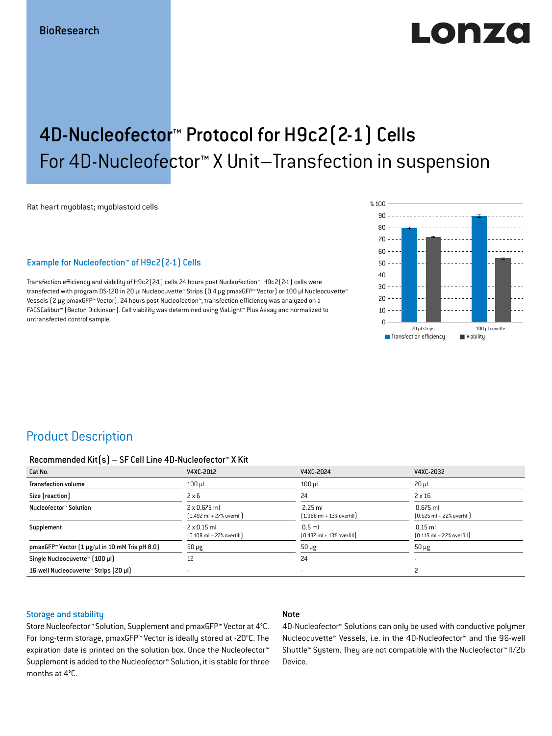BioResearch

Lonza

# 4D-Nucleofector™ Protocol for H9c2(2-1) Cells

## For 4D-Nucleofector™ X Unit–Transfection in suspension

Rat heart myoblast; myoblastoid cells

### Example for Nucleofection™ of H9c2(2-1) Cells

Transfection efficiency and viability of H9c2(2-1) cells 24 hours post Nucleofection™. H9c2(2-1) cells were transfected with program DS-120 in 20 µl Nucleocuvette™ Strips (0.4 µg pmaxGFP™ Vector) or 100 µl Nucleocuvette™ Vessels (2 µg pmaxGFP™ Vector). 24 hours post Nucleofection™, transfection efficiency was analyzed on a FACSCalibur™ (Becton Dickinson). Cell viability was determined using ViaLight™ Plus Assay and normalized to untransfected control sample.

% 100
90
80
70
60
50
40
30
20
10
0
20 µl strips
100 µl cuvette
Transfection efficiency
Viability

## Product Description

### Recommended Kit(s) – SF Cell Line 4D-Nucleofector™ X Kit

| Cat No. | V4XC-2012 | V4XC-2024 | V4XC-2032 |
|---|---|---|---|
| Transfection volume | 100 µl | 100 µl | 20 µl |
| Size [reaction] | 2 x 6 | 24 | 2 x 16 |
| Nucleofector™ Solution | 2 x 0.675 ml (0.492 ml + 27% overfill) | 2.25 ml (1.968 ml + 13% overfill) | 0.675 ml (0.525 ml + 22% overfill) |
| Supplement | 2 x 0.15 ml (0.108 ml + 27% overfill) | 0.5 ml (0.432 ml + 13% overfill) | 0.15 ml (0.115 ml + 22% overfill) |
| pmaxGFP™ Vector (1 µg/µl in 10 mM Tris pH 8.0) | 50 µg | 50 µg | 50 µg |
| Single Nucleocuvette™ (100 µl) | 12 | 24 | - |
| 16-well Nucleocuvette™ Strips (20 µl) | - | - | 2 |

### Storage and stability

Store Nucleofector™ Solution, Supplement and pmaxGFP™ Vector at 4°C. For long-term storage, pmaxGFP™ Vector is ideally stored at -20°C. The expiration date is printed on the solution box. Once the Nucleofector™ Supplement is added to the Nucleofector™ Solution, it is stable for three months at 4°C.

### Note

4D-Nucleofector™ Solutions can only be used with conductive polymer Nucleocuvette™ Vessels, i.e. in the 4D-Nucleofector™ and the 96-well Shuttle™ System. They are not compatible with the Nucleofector™ II/2b Device.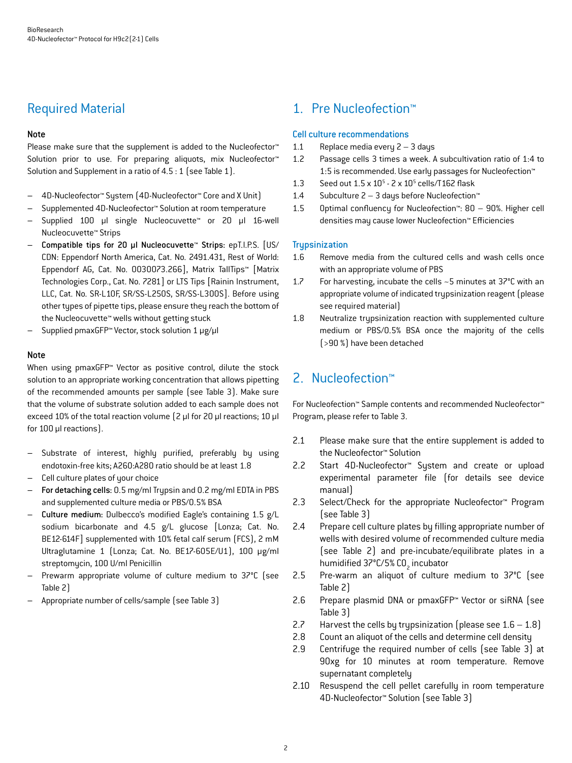## Required Material

**Note**

Please make sure that the supplement is added to the Nucleofector™ Solution prior to use. For preparing aliquots, mix Nucleofector™ Solution and Supplement in a ratio of 4.5 : 1 (see Table 1).

- 4D-Nucleofector™ System (4D-Nucleofector™ Core and X Unit)
- Supplemented 4D-Nucleofector™ Solution at room temperature
- Supplied 100 µl single Nucleocuvette™ or 20 µl 16-well Nucleocuvette™ Strips
- **Compatible tips for 20 µl Nucleocuvette™ Strips**: epT.I.P.S. [US/CDN: Eppendorf North America, Cat. No. 2491.431, Rest of World: Eppendorf AG, Cat. No. 0030073.266], Matrix TallTips™ [Matrix Technologies Corp., Cat. No. 7281] or LTS Tips [Rainin Instrument, LLC, Cat. No. SR-L10F, SR/SS-L250S, SR/SS-L300S]. Before using other types of pipette tips, please ensure they reach the bottom of the Nucleocuvette™ wells without getting stuck
- Supplied pmaxGFP™ Vector, stock solution 1 µg/µl

**Note**

When using pmaxGFP™ Vector as positive control, dilute the stock solution to an appropriate working concentration that allows pipetting of the recommended amounts per sample (see Table 3). Make sure that the volume of substrate solution added to each sample does not exceed 10% of the total reaction volume (2 µl for 20 µl reactions; 10 µl for 100 µl reactions).

- Substrate of interest, highly purified, preferably by using endotoxin-free kits; A260:A280 ratio should be at least 1.8
- Cell culture plates of your choice
- **For detaching cells**: 0.5 mg/ml Trypsin and 0.2 mg/ml EDTA in PBS and supplemented culture media or PBS/0.5% BSA
- **Culture medium**: Dulbecco's modified Eagle's containing 1.5 g/L sodium bicarbonate and 4.5 g/L glucose [Lonza; Cat. No. BE12-614F] supplemented with 10% fetal calf serum (FCS), 2 mM Ultraglutamine 1 (Lonza; Cat. No. BE17-605E/U1), 100 µg/ml streptomycin, 100 U/ml Penicillin
- Prewarm appropriate volume of culture medium to 37°C (see Table 2)
- Appropriate number of cells/sample (see Table 3)

## 1. Pre Nucleofection™

### Cell culture recommendations

1.1 Replace media every 2 – 3 days

1.2 Passage cells 3 times a week. A subcultivation ratio of 1:4 to 1:5 is recommended. Use early passages for Nucleofection™

1.3 Seed out $1.5 \times 10^5$ - $2 \times 10^5$ cells/T162 flask

1.4 Subculture 2 – 3 days before Nucleofection™

1.5 Optimal confluency for Nucleofection™: 80 – 90%. Higher cell densities may cause lower Nucleofection™ Efficiencies

### Trypsinization

1.6 Remove media from the cultured cells and wash cells once with an appropriate volume of PBS

1.7 For harvesting, incubate the cells ~5 minutes at 37°C with an appropriate volume of indicated trypsinization reagent (please see required material)

1.8 Neutralize trypsinization reaction with supplemented culture medium or PBS/0.5% BSA once the majority of the cells (>90 %) have been detached

## 2. Nucleofection™

For Nucleofection™ Sample contents and recommended Nucleofector™ Program, please refer to Table 3.

2.1 Please make sure that the entire supplement is added to the Nucleofector™ Solution

2.2 Start 4D-Nucleofector™ System and create or upload experimental parameter file (for details see device manual)

2.3 Select/Check for the appropriate Nucleofector™ Program (see Table 3)

2.4 Prepare cell culture plates by filling appropriate number of wells with desired volume of recommended culture media (see Table 2) and pre-incubate/equilibrate plates in a humidified 37°C/5% $CO_2$ incubator

2.5 Pre-warm an aliquot of culture medium to 37°C (see Table 2)

2.6 Prepare plasmid DNA or pmaxGFP™ Vector or siRNA (see Table 3)

2.7 Harvest the cells by trypsinization (please see 1.6 – 1.8)

2.8 Count an aliquot of the cells and determine cell density

2.9 Centrifuge the required number of cells (see Table 3) at 90xg for 10 minutes at room temperature. Remove supernatant completely

2.10 Resuspend the cell pellet carefully in room temperature 4D-Nucleofector™ Solution (see Table 3)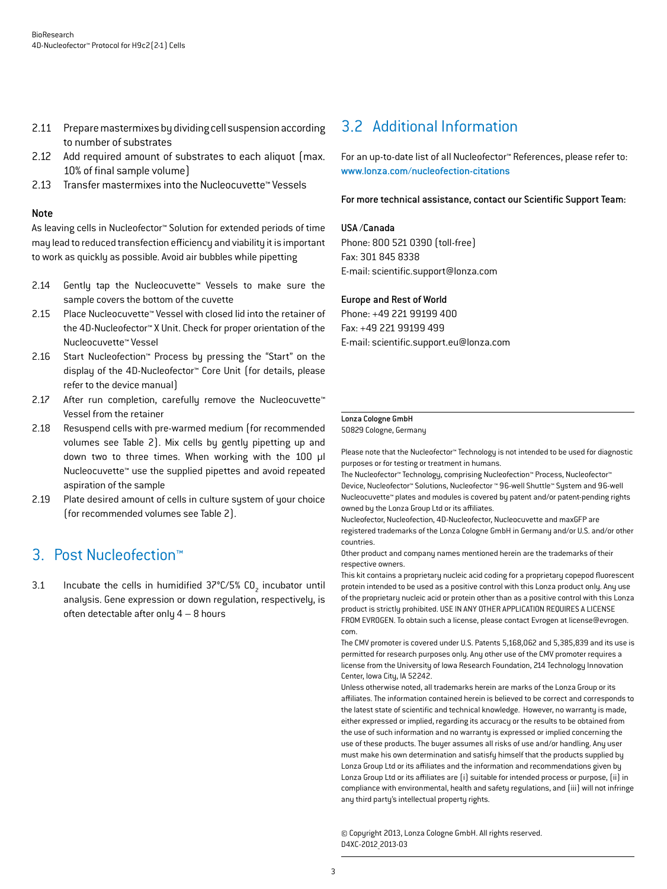2.11 Prepare mastermixes by dividing cell suspension according to number of substrates

2.12 Add required amount of substrates to each aliquot (max. 10% of final sample volume)

2.13 Transfer mastermixes into the Nucleocuvette™ Vessels

**Note**

As leaving cells in Nucleofector™ Solution for extended periods of time may lead to reduced transfection efficiency and viability it is important to work as quickly as possible. Avoid air bubbles while pipetting

2.14 Gently tap the Nucleocuvette™ Vessels to make sure the sample covers the bottom of the cuvette

2.15 Place Nucleocuvette™ Vessel with closed lid into the retainer of the 4D-Nucleofector™ X Unit. Check for proper orientation of the Nucleocuvette™ Vessel

2.16 Start Nucleofection™ Process by pressing the "Start" on the display of the 4D-Nucleofector™ Core Unit (for details, please refer to the device manual)

2.17 After run completion, carefully remove the Nucleocuvette™ Vessel from the retainer

2.18 Resuspend cells with pre-warmed medium (for recommended volumes see Table 2). Mix cells by gently pipetting up and down two to three times. When working with the 100 µl Nucleocuvette™ use the supplied pipettes and avoid repeated aspiration of the sample

2.19 Plate desired amount of cells in culture system of your choice (for recommended volumes see Table 2).

## 3. Post Nucleofection™

3.1 Incubate the cells in humidified 37°C/5% $CO_2$ incubator until analysis. Gene expression or down regulation, respectively, is often detectable after only 4 – 8 hours

## 3.2 Additional Information

For an up-to-date list of all Nucleofector™ References, please refer to: **www.lonza.com/nucleofection-citations**

**For more technical assistance, contact our Scientific Support Team:**

**USA /Canada**
Phone: 800 521 0390 (toll-free)
Fax: 301 845 8338
E-mail: scientific.support@lonza.com

**Europe and Rest of World**
Phone: +49 221 99199 400
Fax: +49 221 99199 499
E-mail: scientific.support.eu@lonza.com

**Lonza Cologne GmbH**
50829 Cologne, Germany

Please note that the Nucleofector™ Technology is not intended to be used for diagnostic purposes or for testing or treatment in humans.
The Nucleofector™ Technology, comprising Nucleofection™ Process, Nucleofector™ Device, Nucleofector™ Solutions, Nucleofector ™ 96-well Shuttle™ System and 96-well Nucleocuvette™ plates and modules is covered by patent and/or patent-pending rights owned by the Lonza Group Ltd or its affiliates.
Nucleofector, Nucleofection, 4D-Nucleofector, Nucleocuvette and maxGFP are registered trademarks of the Lonza Cologne GmbH in Germany and/or U.S. and/or other countries.
Other product and company names mentioned herein are the trademarks of their respective owners.
This kit contains a proprietary nucleic acid coding for a proprietary copepod fluorescent protein intended to be used as a positive control with this Lonza product only. Any use of the proprietary nucleic acid or protein other than as a positive control with this Lonza product is strictly prohibited. USE IN ANY OTHER APPLICATION REQUIRES A LICENSE FROM EVROGEN. To obtain such a license, please contact Evrogen at license@evrogen.com.
The CMV promoter is covered under U.S. Patents 5,168,062 and 5,385,839 and its use is permitted for research purposes only. Any other use of the CMV promoter requires a license from the University of Iowa Research Foundation, 214 Technology Innovation Center, Iowa City, IA 52242.
Unless otherwise noted, all trademarks herein are marks of the Lonza Group or its affiliates. The information contained herein is believed to be correct and corresponds to the latest state of scientific and technical knowledge. However, no warranty is made, either expressed or implied, regarding its accuracy or the results to be obtained from the use of such information and no warranty is expressed or implied concerning the use of these products. The buyer assumes all risks of use and/or handling. Any user must make his own determination and satisfy himself that the products supplied by Lonza Group Ltd or its affiliates and the information and recommendations given by Lonza Group Ltd or its affiliates are (i) suitable for intended process or purpose, (ii) in compliance with environmental, health and safety regulations, and (iii) will not infringe any third party's intellectual property rights.

© Copyright 2013, Lonza Cologne GmbH. All rights reserved.
D4XC-2012_2013-03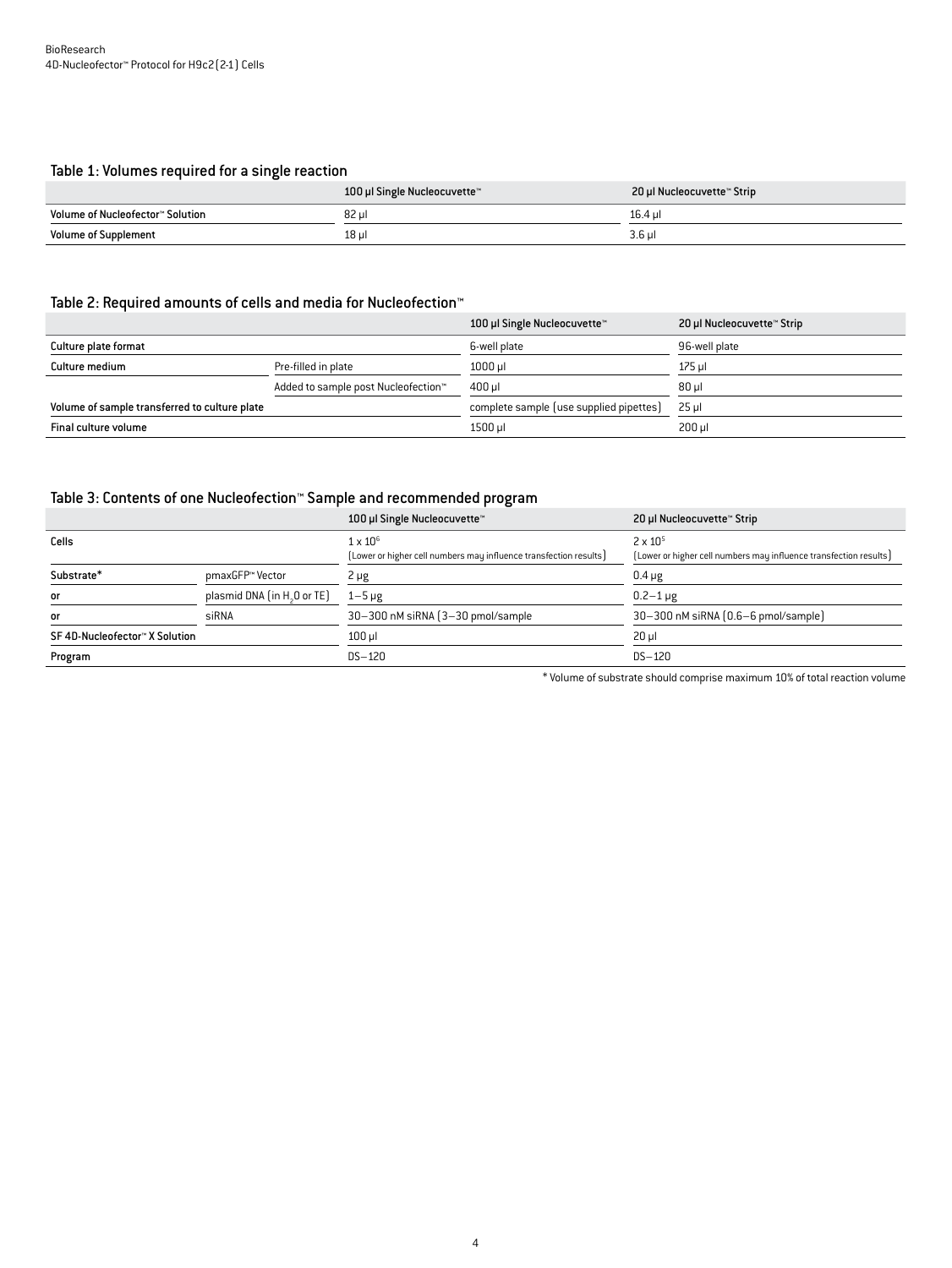### Table 1: Volumes required for a single reaction

| | 100 µl Single Nucleocuvette™ | 20 µl Nucleocuvette™ Strip |
|---|---|---|
| Volume of Nucleofector™ Solution | 82 µl | 16.4 µl |
| Volume of Supplement | 18 µl | 3.6 µl |

### Table 2: Required amounts of cells and media for Nucleofection™

| | | 100 µl Single Nucleocuvette™ | 20 µl Nucleocuvette™ Strip |
|---|---|---|---|
| Culture plate format | | 6-well plate | 96-well plate |
| Culture medium | Pre-filled in plate | 1000 µl | 175 µl |
| | Added to sample post Nucleofection™ | 400 µl | 80 µl |
| Volume of sample transferred to culture plate | | complete sample (use supplied pipettes) | 25 µl |
| Final culture volume | | 1500 µl | 200 µl |

### Table 3: Contents of one Nucleofection™ Sample and recommended program

| | | 100 µl Single Nucleocuvette™ | 20 µl Nucleocuvette™ Strip |
|---|---|---|---|
| Cells | | $1 \times 10^6$ (Lower or higher cell numbers may influence transfection results) | $2 \times 10^5$ (Lower or higher cell numbers may influence transfection results) |
| Substrate* | pmaxGFP™ Vector | 2 µg | 0.4 µg |
| or | plasmid DNA (in $H_2O$ or TE) | 1–5 µg | 0.2–1 µg |
| or | siRNA | 30–300 nM siRNA (3–30 pmol/sample | 30–300 nM siRNA (0.6–6 pmol/sample) |
| SF 4D-Nucleofector™ X Solution | | 100 µl | 20 µl |
| Program | | DS–120 | DS–120 |

* Volume of substrate should comprise maximum 10% of total reaction volume